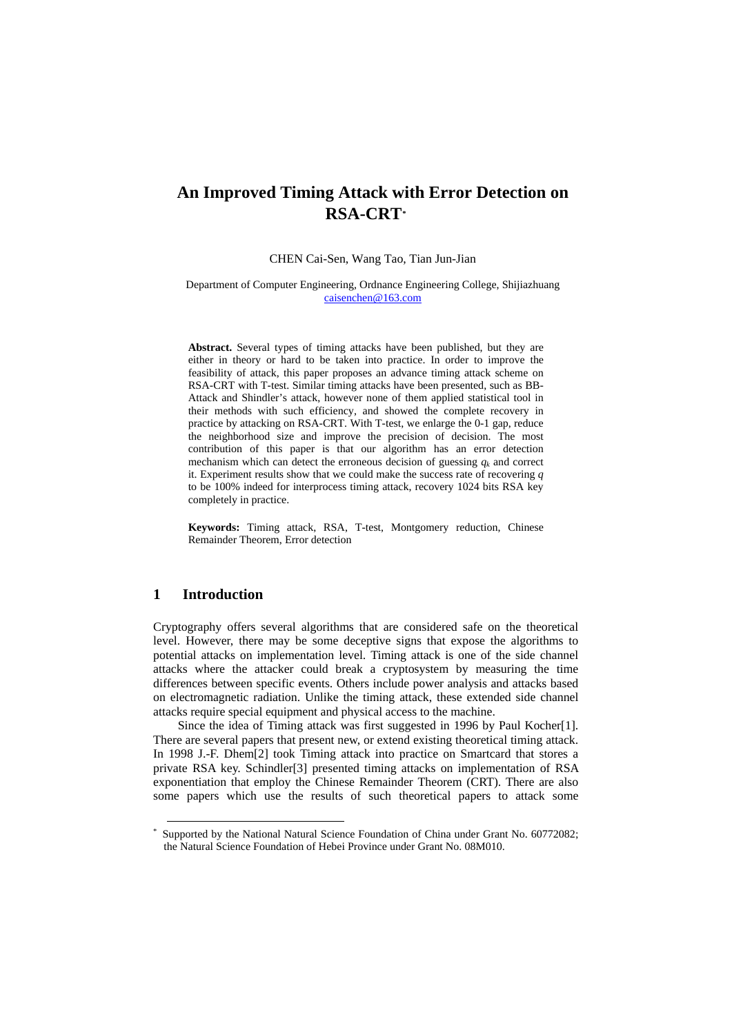# An Improved Timing Attack with Error Detection on RSA-CRT*

CHEN Cai-Sen, Wang Tao, Tian Jun-Jian

Department of Computer Engineering, Ordnance Engineering College, Shijiazhuang
caisenchen@163.com

**Abstract.** Several types of timing attacks have been published, but they are either in theory or hard to be taken into practice. In order to improve the feasibility of attack, this paper proposes an advance timing attack scheme on RSA-CRT with T-test. Similar timing attacks have been presented, such as BB-Attack and Shindler's attack, however none of them applied statistical tool in their methods with such efficiency, and showed the complete recovery in practice by attacking on RSA-CRT. With T-test, we enlarge the 0-1 gap, reduce the neighborhood size and improve the precision of decision. The most contribution of this paper is that our algorithm has an error detection mechanism which can detect the erroneous decision of guessing $q_k$ and correct it. Experiment results show that we could make the success rate of recovering $q$ to be 100% indeed for interprocess timing attack, recovery 1024 bits RSA key completely in practice.

**Keywords:** Timing attack, RSA, T-test, Montgomery reduction, Chinese Remainder Theorem, Error detection

## 1 Introduction

Cryptography offers several algorithms that are considered safe on the theoretical level. However, there may be some deceptive signs that expose the algorithms to potential attacks on implementation level. Timing attack is one of the side channel attacks where the attacker could break a cryptosystem by measuring the time differences between specific events. Others include power analysis and attacks based on electromagnetic radiation. Unlike the timing attack, these extended side channel attacks require special equipment and physical access to the machine.

Since the idea of Timing attack was first suggested in 1996 by Paul Kocher[1]. There are several papers that present new, or extend existing theoretical timing attack. In 1998 J.-F. Dhem[2] took Timing attack into practice on Smartcard that stores a private RSA key. Schindler[3] presented timing attacks on implementation of RSA exponentiation that employ the Chinese Remainder Theorem (CRT). There are also some papers which use the results of such theoretical papers to attack some

* Supported by the National Natural Science Foundation of China under Grant No. 60772082; the Natural Science Foundation of Hebei Province under Grant No. 08M010.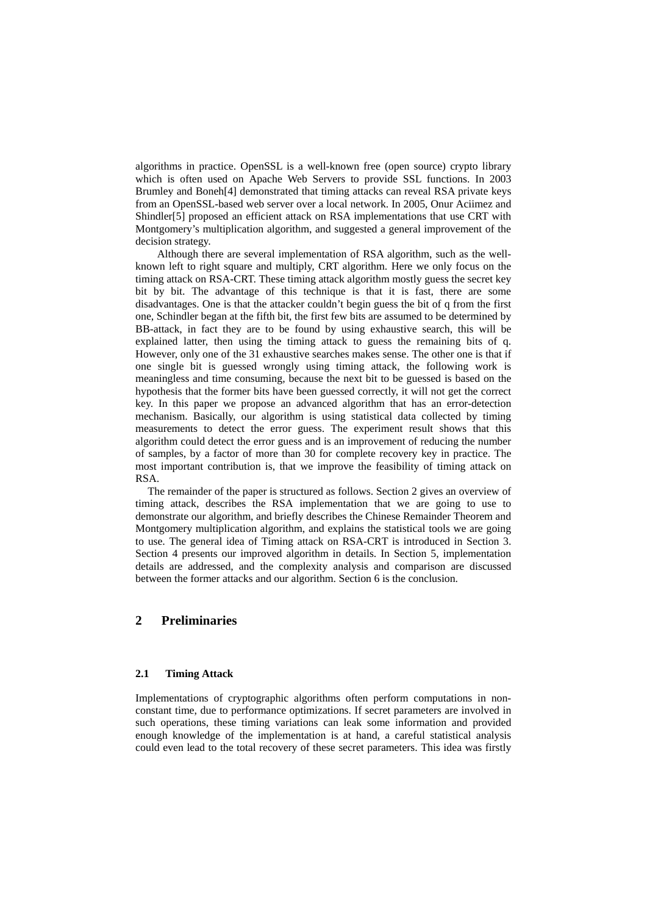algorithms in practice. OpenSSL is a well-known free (open source) crypto library which is often used on Apache Web Servers to provide SSL functions. In 2003 Brumley and Boneh[4] demonstrated that timing attacks can reveal RSA private keys from an OpenSSL-based web server over a local network. In 2005, Onur Aciimez and Shindler[5] proposed an efficient attack on RSA implementations that use CRT with Montgomery's multiplication algorithm, and suggested a general improvement of the decision strategy.

Although there are several implementation of RSA algorithm, such as the well-known left to right square and multiply, CRT algorithm. Here we only focus on the timing attack on RSA-CRT. These timing attack algorithm mostly guess the secret key bit by bit. The advantage of this technique is that it is fast, there are some disadvantages. One is that the attacker couldn't begin guess the bit of q from the first one, Schindler began at the fifth bit, the first few bits are assumed to be determined by BB-attack, in fact they are to be found by using exhaustive search, this will be explained latter, then using the timing attack to guess the remaining bits of q. However, only one of the 31 exhaustive searches makes sense. The other one is that if one single bit is guessed wrongly using timing attack, the following work is meaningless and time consuming, because the next bit to be guessed is based on the hypothesis that the former bits have been guessed correctly, it will not get the correct key. In this paper we propose an advanced algorithm that has an error-detection mechanism. Basically, our algorithm is using statistical data collected by timing measurements to detect the error guess. The experiment result shows that this algorithm could detect the error guess and is an improvement of reducing the number of samples, by a factor of more than 30 for complete recovery key in practice. The most important contribution is, that we improve the feasibility of timing attack on RSA.

The remainder of the paper is structured as follows. Section 2 gives an overview of timing attack, describes the RSA implementation that we are going to use to demonstrate our algorithm, and briefly describes the Chinese Remainder Theorem and Montgomery multiplication algorithm, and explains the statistical tools we are going to use. The general idea of Timing attack on RSA-CRT is introduced in Section 3. Section 4 presents our improved algorithm in details. In Section 5, implementation details are addressed, and the complexity analysis and comparison are discussed between the former attacks and our algorithm. Section 6 is the conclusion.

## 2 Preliminaries

### 2.1 Timing Attack

Implementations of cryptographic algorithms often perform computations in non-constant time, due to performance optimizations. If secret parameters are involved in such operations, these timing variations can leak some information and provided enough knowledge of the implementation is at hand, a careful statistical analysis could even lead to the total recovery of these secret parameters. This idea was firstly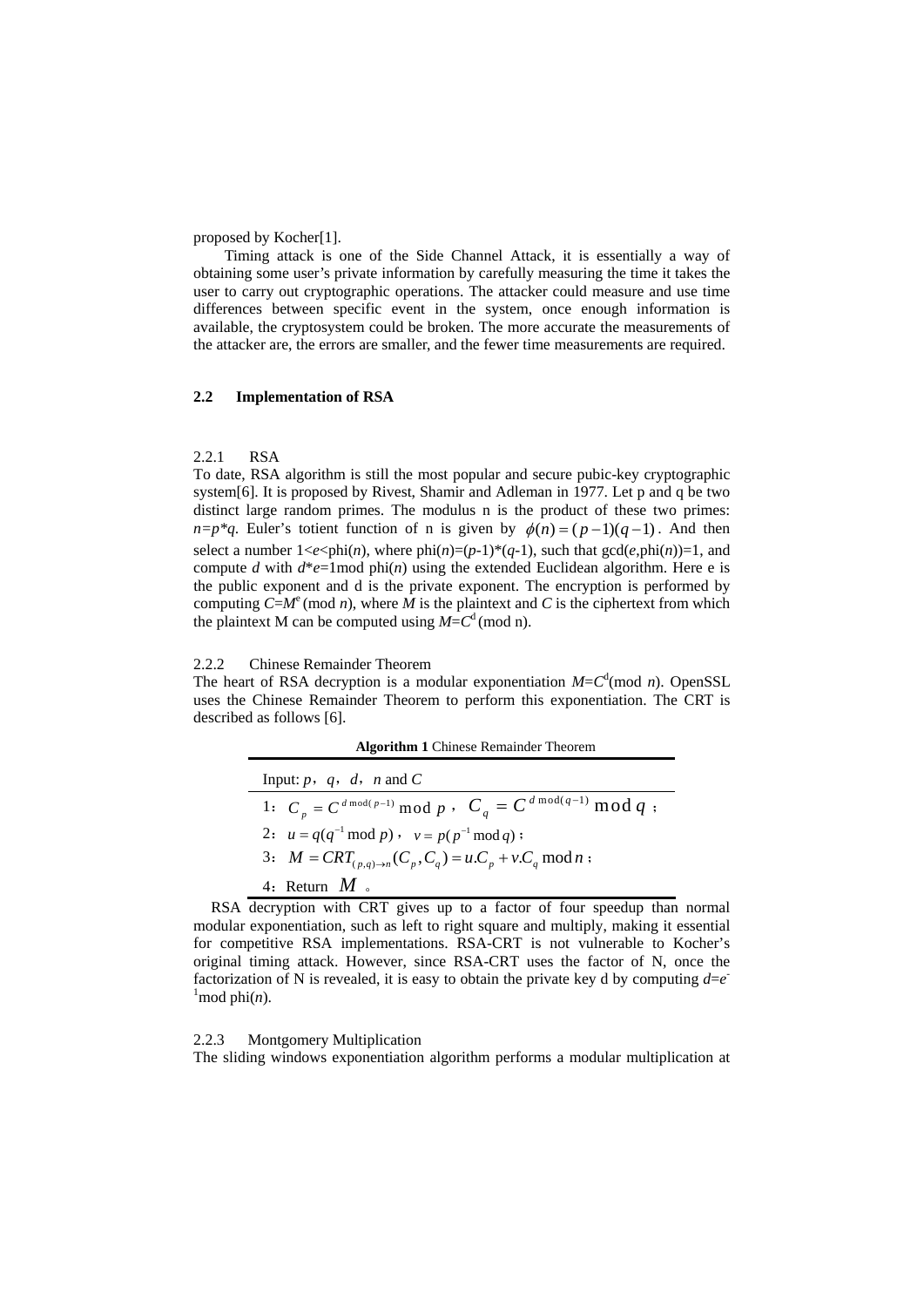proposed by Kocher[1].

Timing attack is one of the Side Channel Attack, it is essentially a way of obtaining some user's private information by carefully measuring the time it takes the user to carry out cryptographic operations. The attacker could measure and use time differences between specific event in the system, once enough information is available, the cryptosystem could be broken. The more accurate the measurements of the attacker are, the errors are smaller, and the fewer time measurements are required.

### 2.2 Implementation of RSA

#### 2.2.1 RSA

To date, RSA algorithm is still the most popular and secure pubic-key cryptographic system[6]. It is proposed by Rivest, Shamir and Adleman in 1977. Let p and q be two distinct large random primes. The modulus n is the product of these two primes: $n=p*q$. Euler's totient function of n is given by $\phi(n)=(p-1)(q-1)$. And then select a number $1<e<\text{phi}(n)$, where $\text{phi}(n)=(p-1)*(q-1)$, such that $\gcd(e,\text{phi}(n))=1$, and compute $d$ with $d*e=1 \bmod \text{phi}(n)$ using the extended Euclidean algorithm. Here e is the public exponent and d is the private exponent. The encryption is performed by computing $C=M^e \pmod n$, where $M$ is the plaintext and $C$ is the ciphertext from which the plaintext M can be computed using $M=C^d \pmod n$.

#### 2.2.2 Chinese Remainder Theorem

The heart of RSA decryption is a modular exponentiation $M=C^d \pmod n$. OpenSSL uses the Chinese Remainder Theorem to perform this exponentiation. The CRT is described as follows [6].

**Algorithm 1** Chinese Remainder Theorem

Input: $p$，$q$，$d$，$n$ and $C$

1：$C_p = C^{d \bmod (p-1)} \bmod p$，$C_q = C^{d \bmod (q-1)} \bmod q$；

2：$u = q(q^{-1} \bmod p)$，$v = p(p^{-1} \bmod q)$；

3：$M = CRT_{(p,q)\to n}(C_p, C_q) = u.C_p + v.C_q \bmod n$；

4：Return $M$。

RSA decryption with CRT gives up to a factor of four speedup than normal modular exponentiation, such as left to right square and multiply, making it essential for competitive RSA implementations. RSA-CRT is not vulnerable to Kocher's original timing attack. However, since RSA-CRT uses the factor of N, once the factorization of N is revealed, it is easy to obtain the private key d by computing $d=e^{-1} \bmod \text{phi}(n)$.

#### 2.2.3 Montgomery Multiplication

The sliding windows exponentiation algorithm performs a modular multiplication at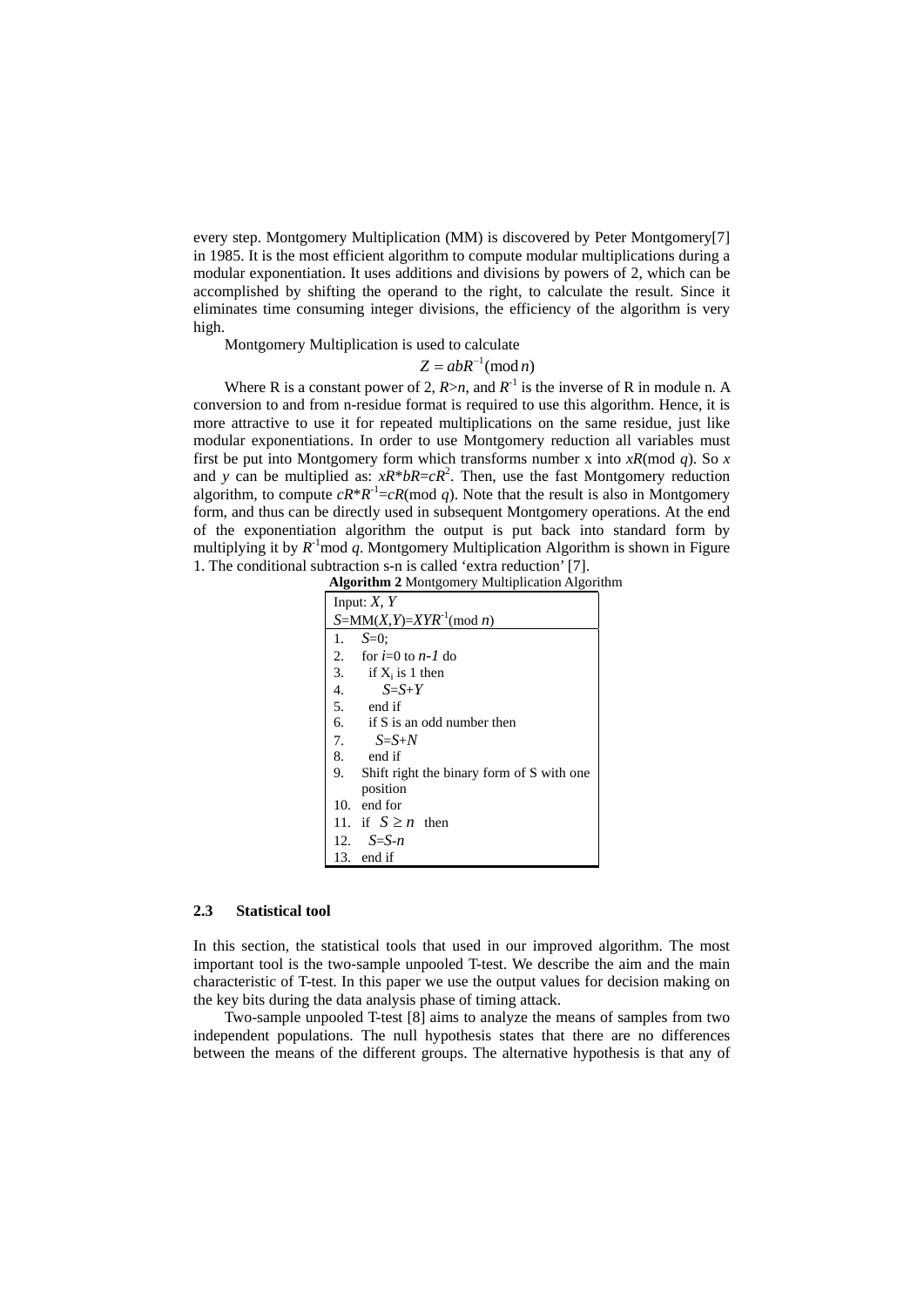every step. Montgomery Multiplication (MM) is discovered by Peter Montgomery[7] in 1985. It is the most efficient algorithm to compute modular multiplications during a modular exponentiation. It uses additions and divisions by powers of 2, which can be accomplished by shifting the operand to the right, to calculate the result. Since it eliminates time consuming integer divisions, the efficiency of the algorithm is very high.

Montgomery Multiplication is used to calculate

$$Z = abR^{-1}(\bmod n)$$

Where R is a constant power of 2, $R>n$, and $R^{-1}$ is the inverse of R in module n. A conversion to and from n-residue format is required to use this algorithm. Hence, it is more attractive to use it for repeated multiplications on the same residue, just like modular exponentiations. In order to use Montgomery reduction all variables must first be put into Montgomery form which transforms number x into $xR(\bmod q)$. So $x$ and $y$ can be multiplied as: $xR*bR=cR^2$. Then, use the fast Montgomery reduction algorithm, to compute $cR*R^{-1}=cR(\bmod q)$. Note that the result is also in Montgomery form, and thus can be directly used in subsequent Montgomery operations. At the end of the exponentiation algorithm the output is put back into standard form by multiplying it by $R^{-1}\bmod q$. Montgomery Multiplication Algorithm is shown in Figure 1. The conditional subtraction s-n is called 'extra reduction' [7].

**Algorithm 2** Montgomery Multiplication Algorithm

| Input: $X$, $Y$ <br> $S=MM(X,Y)=XYR^{-1}(\bmod n)$ |
|---|
| 1. $S=0$; |
| 2. for $i=0$ to $n-1$ do |
| 3. if $X_i$ is 1 then |
| 4. $S=S+Y$ |
| 5. end if |
| 6. if S is an odd number then |
| 7. $S=S+N$ |
| 8. end if |
| 9. Shift right the binary form of S with one position |
| 10. end for |
| 11. if $S \geq n$ then |
| 12. $S=S-n$ |
| 13. end if |

### 2.3 Statistical tool

In this section, the statistical tools that used in our improved algorithm. The most important tool is the two-sample unpooled T-test. We describe the aim and the main characteristic of T-test. In this paper we use the output values for decision making on the key bits during the data analysis phase of timing attack.

Two-sample unpooled T-test [8] aims to analyze the means of samples from two independent populations. The null hypothesis states that there are no differences between the means of the different groups. The alternative hypothesis is that any of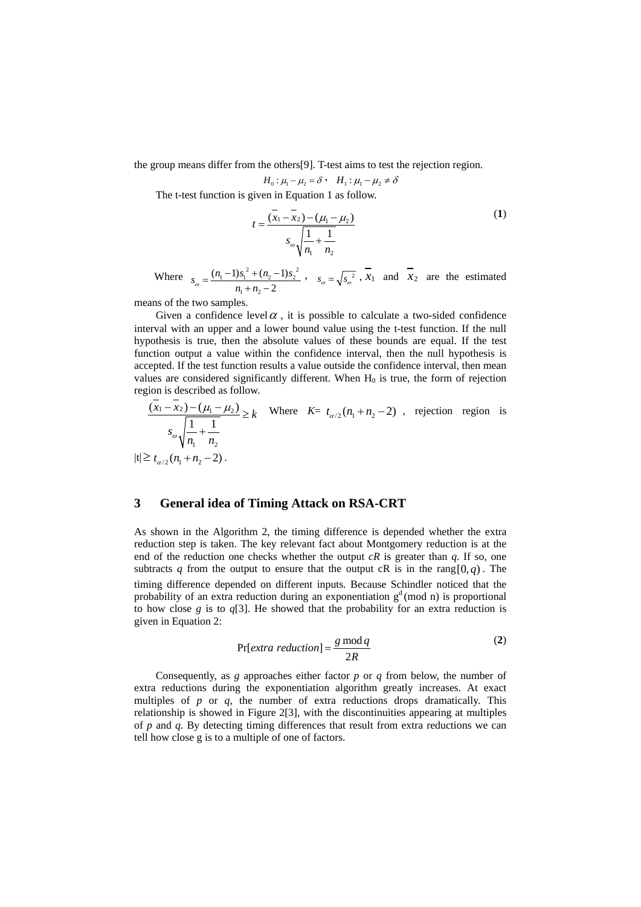the group means differ from the others[9]. T-test aims to test the rejection region.

$$H_0 : \mu_1 - \mu_2 = \delta \text{，} \quad H_1 : \mu_1 - \mu_2 \neq \delta$$

The t-test function is given in Equation 1 as follow.

$$t = \frac{(\overline{x}_1 - \overline{x}_2) - (\mu_1 - \mu_2)}{s_\omega \sqrt{\dfrac{1}{n_1} + \dfrac{1}{n_2}}} \tag{1}$$

Where $s_\omega = \dfrac{(n_1 - 1)s_1{}^2 + (n_2 - 1)s_2{}^2}{n_1 + n_2 - 2}$ , $s_\omega = \sqrt{s_\omega{}^2}$ , $\overline{x}_1$ and $\overline{x}_2$ are the estimated means of the two samples.

Given a confidence level $\alpha$ , it is possible to calculate a two-sided confidence interval with an upper and a lower bound value using the t-test function. If the null hypothesis is true, then the absolute values of these bounds are equal. If the test function output a value within the confidence interval, then the null hypothesis is accepted. If the test function results a value outside the confidence interval, then mean values are considered significantly different. When $H_0$ is true, the form of rejection region is described as follow.

$\dfrac{(\overline{x}_1 - \overline{x}_2) - (\mu_1 - \mu_2)}{s_\omega \sqrt{\dfrac{1}{n_1} + \dfrac{1}{n_2}}} \geq k$ Where $K = t_{\alpha/2}(n_1 + n_2 - 2)$ , rejection region is $|t| \geq t_{\alpha/2}(n_1 + n_2 - 2)$ .

## 3 General idea of Timing Attack on RSA-CRT

As shown in the Algorithm 2, the timing difference is depended whether the extra reduction step is taken. The key relevant fact about Montgomery reduction is at the end of the reduction one checks whether the output *cR* is greater than *q*. If so, one subtracts *q* from the output to ensure that the output cR is in the rang $[0, q)$ . The timing difference depended on different inputs. Because Schindler noticed that the probability of an extra reduction during an exponentiation $g^d \pmod n$ is proportional to how close *g* is to *q*[3]. He showed that the probability for an extra reduction is given in Equation 2:

$$\Pr[\textit{extra reduction}] = \frac{g \bmod q}{2R} \tag{2}$$

Consequently, as *g* approaches either factor *p* or *q* from below, the number of extra reductions during the exponentiation algorithm greatly increases. At exact multiples of *p* or *q*, the number of extra reductions drops dramatically. This relationship is showed in Figure 2[3], with the discontinuities appearing at multiples of *p* and *q*. By detecting timing differences that result from extra reductions we can tell how close g is to a multiple of one of factors.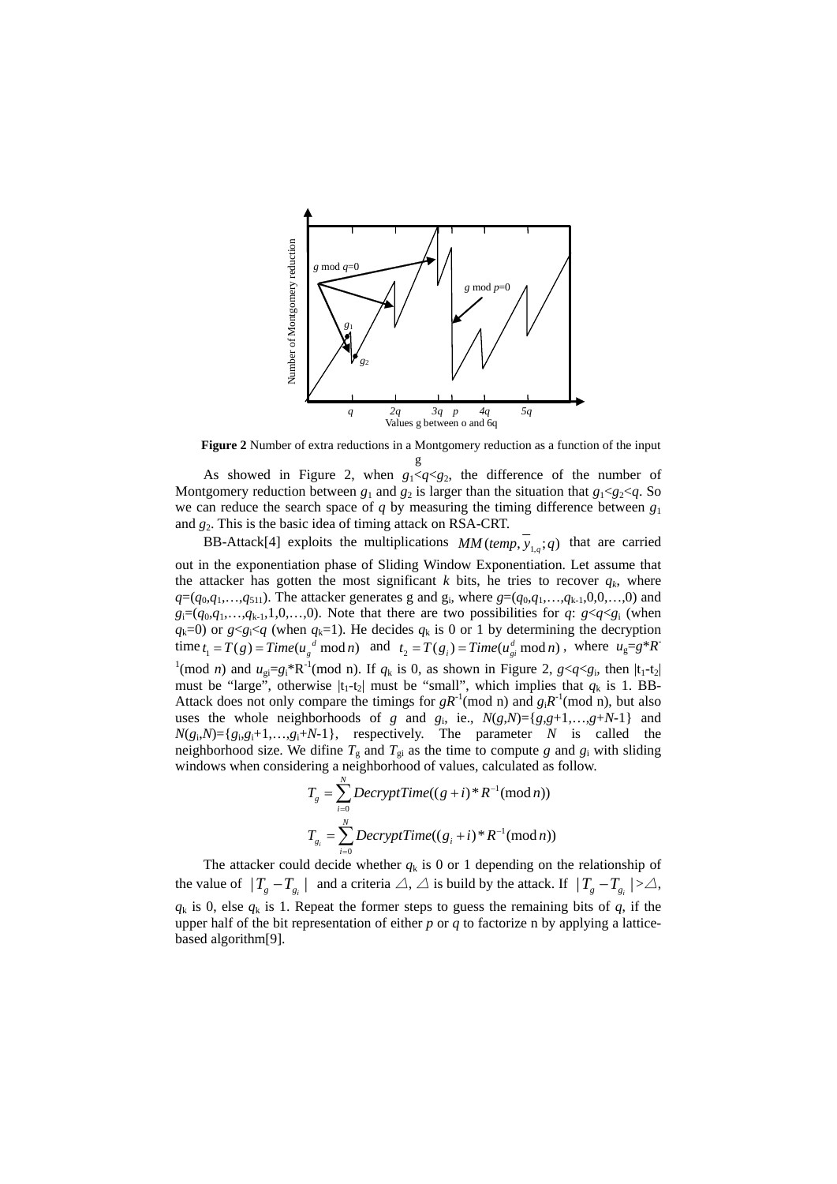**Figure 2** Number of extra reductions in a Montgomery reduction as a function of the input g

As showed in Figure 2, when $g_1<q<g_2$, the difference of the number of Montgomery reduction between $g_1$ and $g_2$ is larger than the situation that $g_1<g_2<q$. So we can reduce the search space of $q$ by measuring the timing difference between $g_1$ and $g_2$. This is the basic idea of timing attack on RSA-CRT.

BB-Attack[4] exploits the multiplications $MM(temp, \overline{y}_{1,q}; q)$ that are carried out in the exponentiation phase of Sliding Window Exponentiation. Let assume that the attacker has gotten the most significant $k$ bits, he tries to recover $q_k$, where $q=(q_0,q_1,\ldots,q_{511})$. The attacker generates g and $g_i$, where $g=(q_0,q_1,\ldots,q_{k-1},0,0,\ldots,0)$ and $g_i=(q_0,q_1,\ldots,q_{k-1},1,0,\ldots,0)$. Note that there are two possibilities for $q$: $g<q<g_i$ (when $q_k=0$) or $g<g_i<q$ (when $q_k=1$). He decides $q_k$ is 0 or 1 by determining the decryption time $t_1 = T(g) = Time(u_g{}^d \bmod n)$ and $t_2 = T(g_i) = Time(u_{gi}^d \bmod n)$, where $u_g=g*R^{-1}(\bmod\ n)$ and $u_{gi}=g_i*R^{-1}(\bmod\ n)$. If $q_k$ is 0, as shown in Figure 2, $g<q<g_i$, then $|t_1-t_2|$ must be "large", otherwise $|t_1-t_2|$ must be "small", which implies that $q_k$ is 1. BB-Attack does not only compare the timings for $gR^{-1}(\bmod\ n)$ and $g_iR^{-1}(\bmod\ n)$, but also uses the whole neighborhoods of $g$ and $g_i$, ie., $N(g,N)=\{g,g+1,\ldots,g+N-1\}$ and $N(g_i,N)=\{g_i,g_i+1,\ldots,g_i+N-1\}$, respectively. The parameter $N$ is called the neighborhood size. We dfine $T_g$ and $T_{gi}$ as the time to compute $g$ and $g_i$ with sliding windows when considering a neighborhood of values, calculated as follow.

$$T_g = \sum_{i=0}^{N} DecryptTime((g+i)*R^{-1}(\bmod n))$$

$$T_{g_i} = \sum_{i=0}^{N} DecryptTime((g_i+i)*R^{-1}(\bmod n))$$

The attacker could decide whether $q_k$ is 0 or 1 depending on the relationship of the value of $|T_g - T_{g_i}|$ and a criteria $\triangle$, $\triangle$ is build by the attack. If $|T_g - T_{g_i}| > \triangle$, $q_k$ is 0, else $q_k$ is 1. Repeat the former steps to guess the remaining bits of $q$, if the upper half of the bit representation of either $p$ or $q$ to factorize n by applying a lattice-based algorithm[9].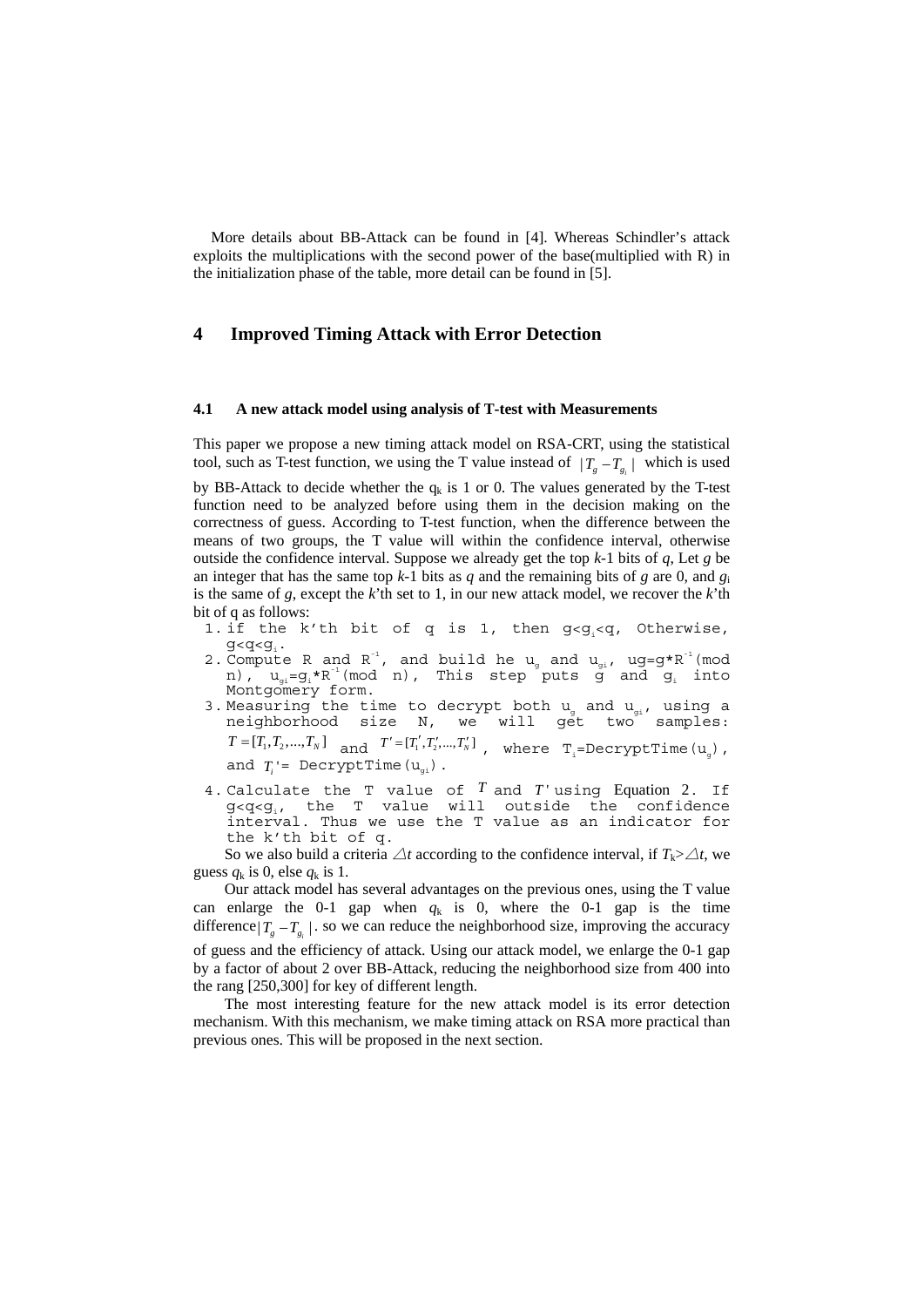More details about BB-Attack can be found in [4]. Whereas Schindler's attack exploits the multiplications with the second power of the base(multiplied with R) in the initialization phase of the table, more detail can be found in [5].

## 4 Improved Timing Attack with Error Detection

### 4.1 A new attack model using analysis of T-test with Measurements

This paper we propose a new timing attack model on RSA-CRT, using the statistical tool, such as T-test function, we using the T value instead of $|T_g - T_{g_i}|$ which is used by BB-Attack to decide whether the $q_k$ is 1 or 0. The values generated by the T-test function need to be analyzed before using them in the decision making on the correctness of guess. According to T-test function, when the difference between the means of two groups, the T value will within the confidence interval, otherwise outside the confidence interval. Suppose we already get the top *k*-1 bits of *q*, Let *g* be an integer that has the same top *k*-1 bits as *q* and the remaining bits of *g* are 0, and $g_i$ is the same of *g*, except the *k*'th set to 1, in our new attack model, we recover the *k*'th bit of q as follows:

1. if the k'th bit of q is 1, then $g<g_i<q$, Otherwise, $g<q<g_i$.
2. Compute R and $R^{-1}$, and build he $u_g$ and $u_{gi}$, $ug=g*R^{-1}$(mod n), $u_{gi}=g_i*R^{-1}$(mod n), This step puts g and $g_i$ into Montgomery form.
3. Measuring the time to decrypt both $u_g$ and $u_{gi}$, using a neighborhood size N, we will get two samples: $T=[T_1,T_2,...,T_N]$ and $T'=[T_1',T_2',...,T_N']$, where $T_i$=DecryptTime($u_g$), and $T_i'$= DecryptTime($u_{gi}$).
4. Calculate the T value of $T$ and $T'$ using Equation 2. If $g<q<g_i$, the T value will outside the confidence interval. Thus we use the T value as an indicator for the k'th bit of q.

So we also build a criteria $\triangle t$ according to the confidence interval, if $T_k>\triangle t$, we guess $q_k$ is 0, else $q_k$ is 1.

Our attack model has several advantages on the previous ones, using the T value can enlarge the 0-1 gap when $q_k$ is 0, where the 0-1 gap is the time difference$|T_g - T_{g_i}|$. so we can reduce the neighborhood size, improving the accuracy of guess and the efficiency of attack. Using our attack model, we enlarge the 0-1 gap by a factor of about 2 over BB-Attack, reducing the neighborhood size from 400 into the rang [250,300] for key of different length.

The most interesting feature for the new attack model is its error detection mechanism. With this mechanism, we make timing attack on RSA more practical than previous ones. This will be proposed in the next section.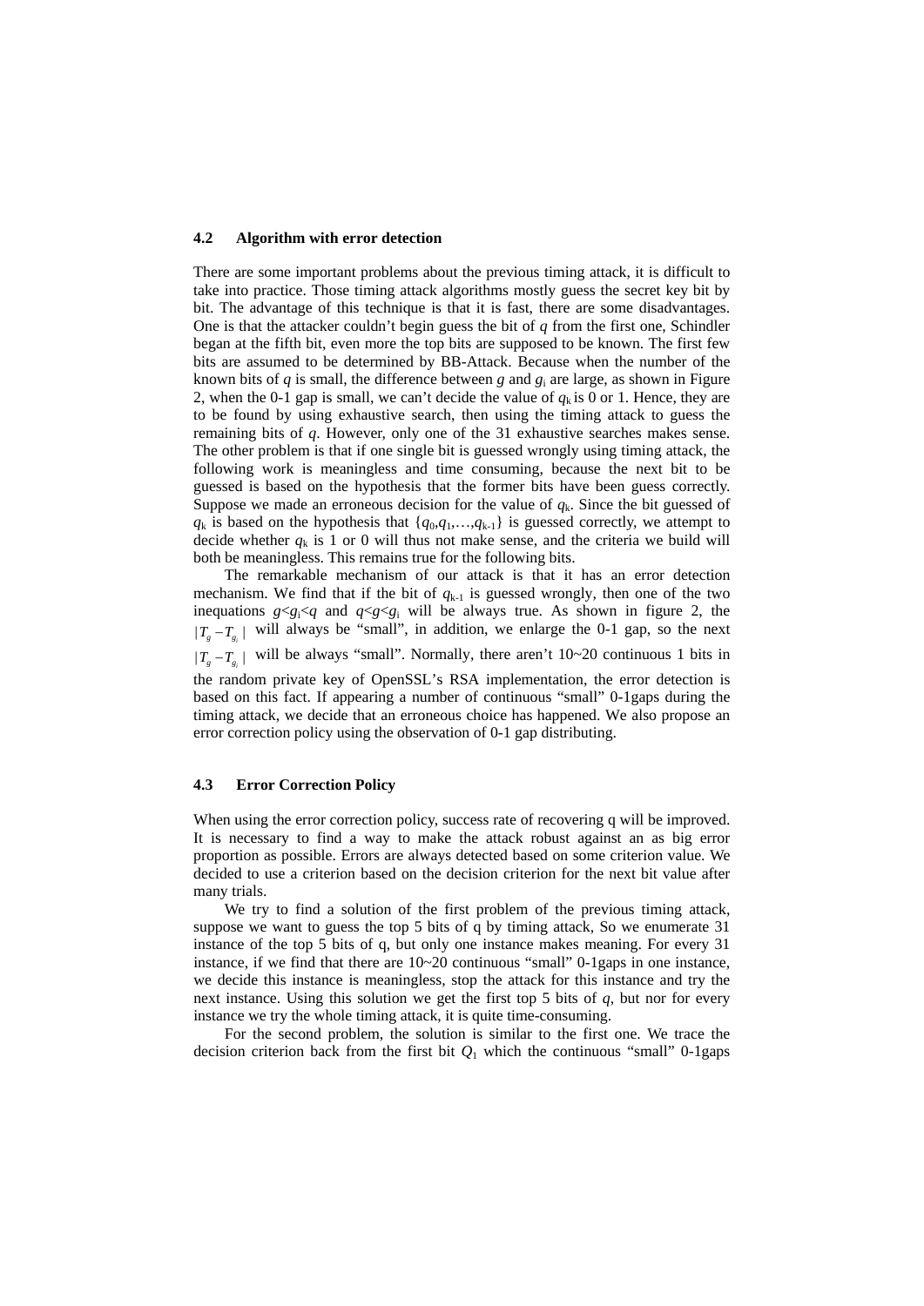### 4.2 Algorithm with error detection

There are some important problems about the previous timing attack, it is difficult to take into practice. Those timing attack algorithms mostly guess the secret key bit by bit. The advantage of this technique is that it is fast, there are some disadvantages. One is that the attacker couldn't begin guess the bit of $q$ from the first one, Schindler began at the fifth bit, even more the top bits are supposed to be known. The first few bits are assumed to be determined by BB-Attack. Because when the number of the known bits of $q$ is small, the difference between $g$ and $g_i$ are large, as shown in Figure 2, when the 0-1 gap is small, we can't decide the value of $q_k$ is 0 or 1. Hence, they are to be found by using exhaustive search, then using the timing attack to guess the remaining bits of $q$. However, only one of the 31 exhaustive searches makes sense. The other problem is that if one single bit is guessed wrongly using timing attack, the following work is meaningless and time consuming, because the next bit to be guessed is based on the hypothesis that the former bits have been guess correctly. Suppose we made an erroneous decision for the value of $q_k$. Since the bit guessed of $q_k$ is based on the hypothesis that $\{q_0,q_1,\ldots,q_{k-1}\}$ is guessed correctly, we attempt to decide whether $q_k$ is 1 or 0 will thus not make sense, and the criteria we build will both be meaningless. This remains true for the following bits.

The remarkable mechanism of our attack is that it has an error detection mechanism. We find that if the bit of $q_{k-1}$ is guessed wrongly, then one of the two inequations $g<g_i<q$ and $q<g<g_i$ will be always true. As shown in figure 2, the $|T_g - T_{g_i}|$ will always be "small", in addition, we enlarge the 0-1 gap, so the next $|T_g - T_{g_i}|$ will be always "small". Normally, there aren't 10~20 continuous 1 bits in the random private key of OpenSSL's RSA implementation, the error detection is based on this fact. If appearing a number of continuous "small" 0-1gaps during the timing attack, we decide that an erroneous choice has happened. We also propose an error correction policy using the observation of 0-1 gap distributing.

### 4.3 Error Correction Policy

When using the error correction policy, success rate of recovering q will be improved. It is necessary to find a way to make the attack robust against an as big error proportion as possible. Errors are always detected based on some criterion value. We decided to use a criterion based on the decision criterion for the next bit value after many trials.

We try to find a solution of the first problem of the previous timing attack, suppose we want to guess the top 5 bits of q by timing attack, So we enumerate 31 instance of the top 5 bits of q, but only one instance makes meaning. For every 31 instance, if we find that there are 10~20 continuous "small" 0-1gaps in one instance, we decide this instance is meaningless, stop the attack for this instance and try the next instance. Using this solution we get the first top 5 bits of $q$, but nor for every instance we try the whole timing attack, it is quite time-consuming.

For the second problem, the solution is similar to the first one. We trace the decision criterion back from the first bit $Q_1$ which the continuous "small" 0-1gaps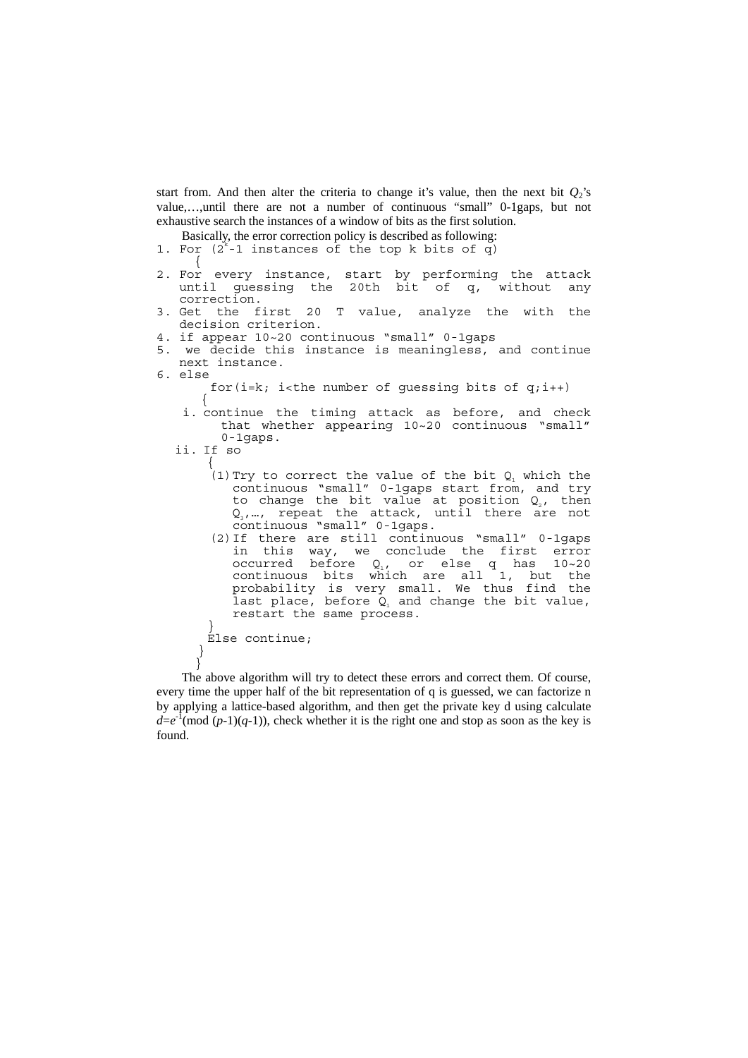start from. And then alter the criteria to change it's value, then the next bit $Q_2$'s value,…,until there are not a number of continuous "small" 0-1gaps, but not exhaustive search the instances of a window of bits as the first solution.

Basically, the error correction policy is described as following:

```
1. For (2^k-1 instances of the top k bits of q)
   {
2. For every instance, start by performing the attack
   until guessing the 20th bit of q, without any
   correction.
3. Get the first 20 T value, analyze the with the
   decision criterion.
4. if appear 10~20 continuous "small" 0-1gaps
5.  we decide this instance is meaningless, and continue
   next instance.
6. else
       for(i=k; i<the number of guessing bits of q;i++)
      {
    i. continue the timing attack as before, and check
         that whether appearing 10~20 continuous "small"
         0-1gaps.
   ii. If so
       {
       (1) Try to correct the value of the bit Q1 which the
           continuous "small" 0-1gaps start from, and try
           to change the bit value at position Q2, then
           Q3,…, repeat the attack, until there are not
           continuous "small" 0-1gaps.
       (2) If there are still continuous "small" 0-1gaps
           in this way, we conclude the first error
           occurred before Q1, or else q has 10~20
           continuous bits which are all 1, but the
           probability is very small. We thus find the
           last place, before Q1 and change the bit value,
           restart the same process.
       }
       Else continue;
      }
     }
```

The above algorithm will try to detect these errors and correct them. Of course, every time the upper half of the bit representation of q is guessed, we can factorize n by applying a lattice-based algorithm, and then get the private key d using calculate $d=e^{-1}(\bmod\ (p-1)(q-1))$, check whether it is the right one and stop as soon as the key is found.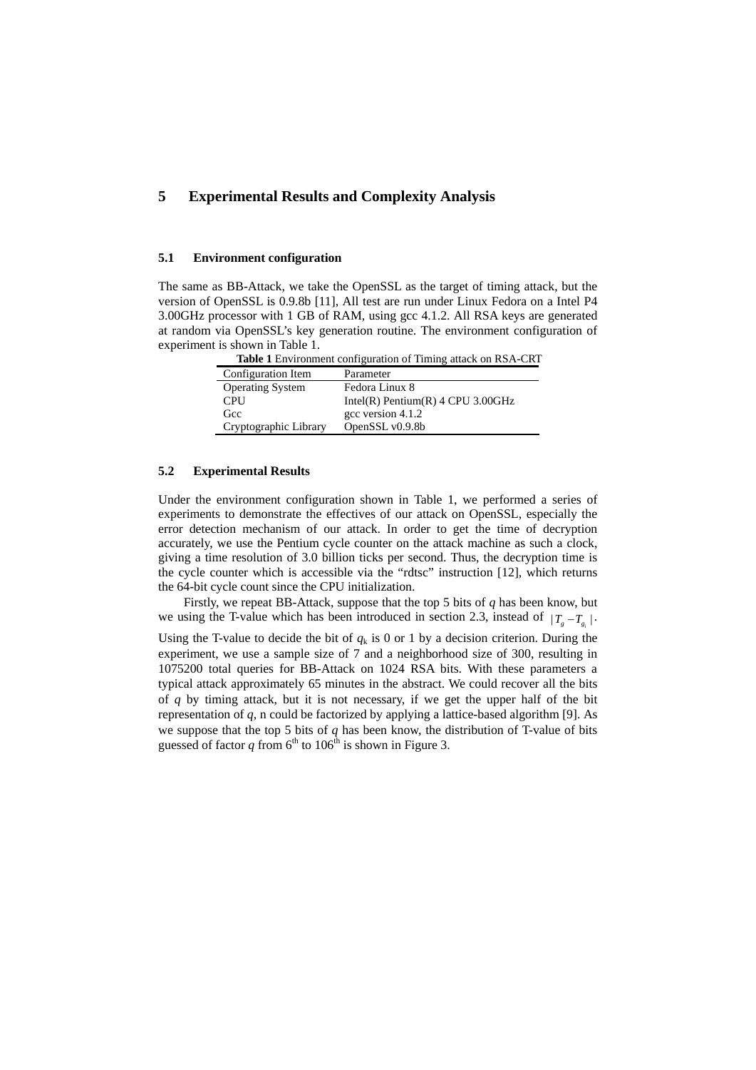# 5 Experimental Results and Complexity Analysis

## 5.1 Environment configuration

The same as BB-Attack, we take the OpenSSL as the target of timing attack, but the version of OpenSSL is 0.9.8b [11], All test are run under Linux Fedora on a Intel P4 3.00GHz processor with 1 GB of RAM, using gcc 4.1.2. All RSA keys are generated at random via OpenSSL's key generation routine. The environment configuration of experiment is shown in Table 1.

**Table 1** Environment configuration of Timing attack on RSA-CRT

| Configuration Item | Parameter |
| --- | --- |
| Operating System | Fedora Linux 8 |
| CPU | Intel(R) Pentium(R) 4 CPU 3.00GHz |
| Gcc | gcc version 4.1.2 |
| Cryptographic Library | OpenSSL v0.9.8b |

## 5.2 Experimental Results

Under the environment configuration shown in Table 1, we performed a series of experiments to demonstrate the effectives of our attack on OpenSSL, especially the error detection mechanism of our attack. In order to get the time of decryption accurately, we use the Pentium cycle counter on the attack machine as such a clock, giving a time resolution of 3.0 billion ticks per second. Thus, the decryption time is the cycle counter which is accessible via the "rdtsc" instruction [12], which returns the 64-bit cycle count since the CPU initialization.

Firstly, we repeat BB-Attack, suppose that the top 5 bits of $q$ has been know, but we using the T-value which has been introduced in section 2.3, instead of $|T_g - T_{g_i}|$. Using the T-value to decide the bit of $q_k$ is 0 or 1 by a decision criterion. During the experiment, we use a sample size of 7 and a neighborhood size of 300, resulting in 1075200 total queries for BB-Attack on 1024 RSA bits. With these parameters a typical attack approximately 65 minutes in the abstract. We could recover all the bits of $q$ by timing attack, but it is not necessary, if we get the upper half of the bit representation of $q$, n could be factorized by applying a lattice-based algorithm [9]. As we suppose that the top 5 bits of $q$ has been know, the distribution of T-value of bits guessed of factor $q$ from 6[th] to 106[th] is shown in Figure 3.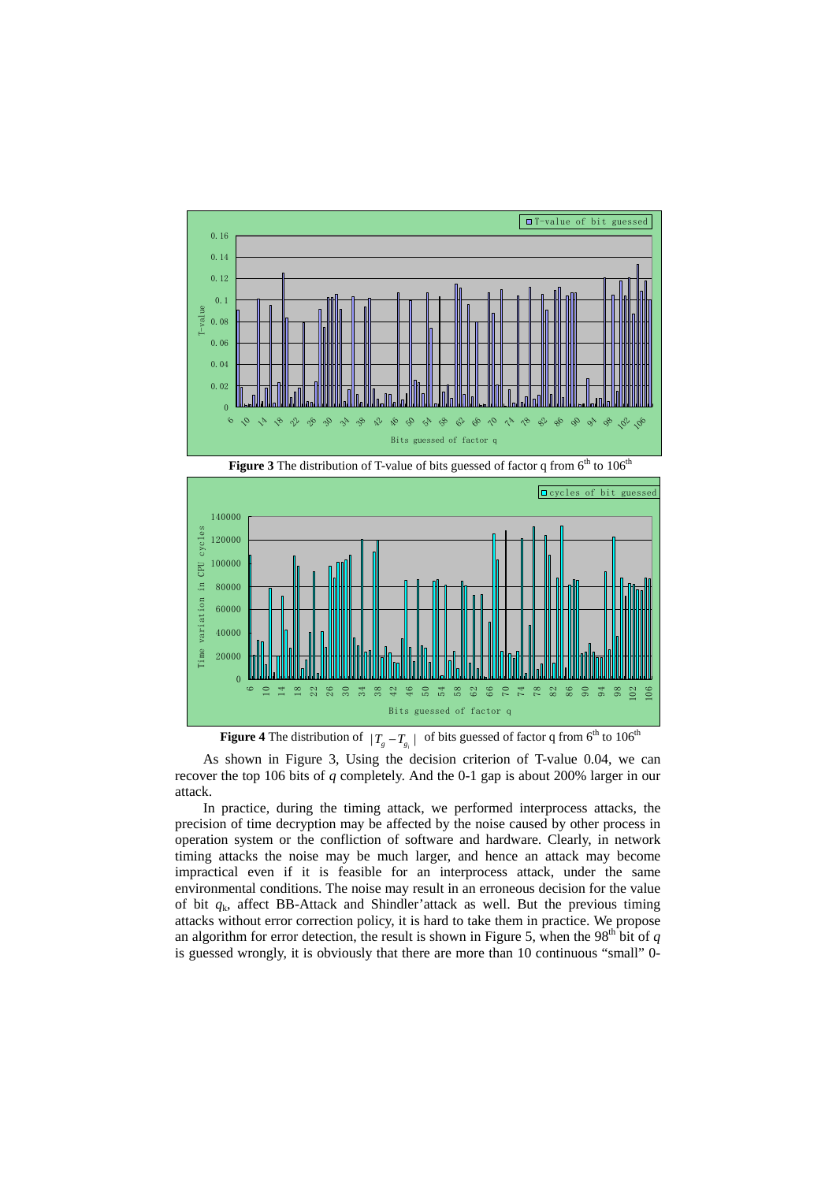**Figure 3** The distribution of T-value of bits guessed of factor q from 6[th] to 106[th]

**Figure 4** The distribution of $|T_g - T_{g_1}|$ of bits guessed of factor q from 6[th] to 106[th]

As shown in Figure 3, Using the decision criterion of T-value 0.04, we can recover the top 106 bits of *q* completely. And the 0-1 gap is about 200% larger in our attack.

In practice, during the timing attack, we performed interprocess attacks, the precision of time decryption may be affected by the noise caused by other process in operation system or the confliction of software and hardware. Clearly, in network timing attacks the noise may be much larger, and hence an attack may become impractical even if it is feasible for an interprocess attack, under the same environmental conditions. The noise may result in an erroneous decision for the value of bit $q_k$, affect BB-Attack and Shindler'attack as well. But the previous timing attacks without error correction policy, it is hard to take them in practice. We propose an algorithm for error detection, the result is shown in Figure 5, when the 98[th] bit of *q* is guessed wrongly, it is obviously that there are more than 10 continuous "small" 0-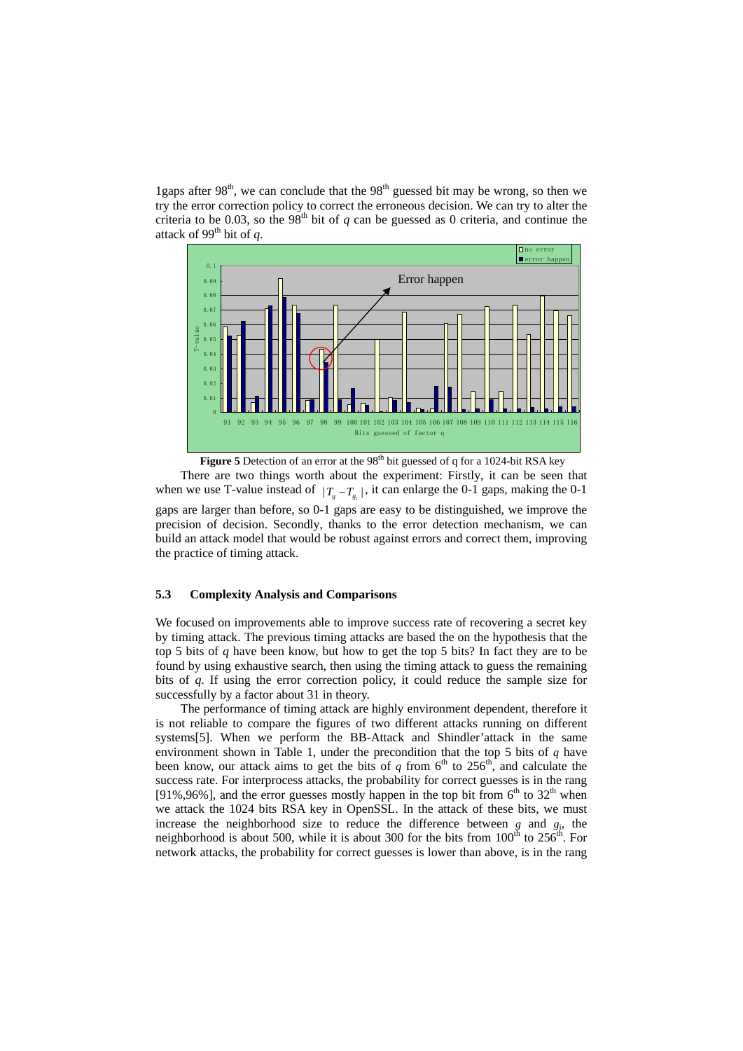1gaps after 98th, we can conclude that the 98th guessed bit may be wrong, so then we try the error correction policy to correct the erroneous decision. We can try to alter the criteria to be 0.03, so the 98th bit of *q* can be guessed as 0 criteria, and continue the attack of 99th bit of *q*.

**Figure 5** Detection of an error at the 98th bit guessed of q for a 1024-bit RSA key

There are two things worth about the experiment: Firstly, it can be seen that when we use T-value instead of $|T_g - T_{g_i}|$, it can enlarge the 0-1 gaps, making the 0-1 gaps are larger than before, so 0-1 gaps are easy to be distinguished, we improve the precision of decision. Secondly, thanks to the error detection mechanism, we can build an attack model that would be robust against errors and correct them, improving the practice of timing attack.

### 5.3 Complexity Analysis and Comparisons

We focused on improvements able to improve success rate of recovering a secret key by timing attack. The previous timing attacks are based the on the hypothesis that the top 5 bits of *q* have been know, but how to get the top 5 bits? In fact they are to be found by using exhaustive search, then using the timing attack to guess the remaining bits of *q*. If using the error correction policy, it could reduce the sample size for successfully by a factor about 31 in theory.

The performance of timing attack are highly environment dependent, therefore it is not reliable to compare the figures of two different attacks running on different systems[5]. When we perform the BB-Attack and Shindler'attack in the same environment shown in Table 1, under the precondition that the top 5 bits of *q* have been know, our attack aims to get the bits of *q* from 6th to 256th, and calculate the success rate. For interprocess attacks, the probability for correct guesses is in the rang [91%,96%], and the error guesses mostly happen in the top bit from 6th to 32th when we attack the 1024 bits RSA key in OpenSSL. In the attack of these bits, we must increase the neighborhood size to reduce the difference between $g$ and $g_i$, the neighborhood is about 500, while it is about 300 for the bits from 100th to 256th. For network attacks, the probability for correct guesses is lower than above, is in the rang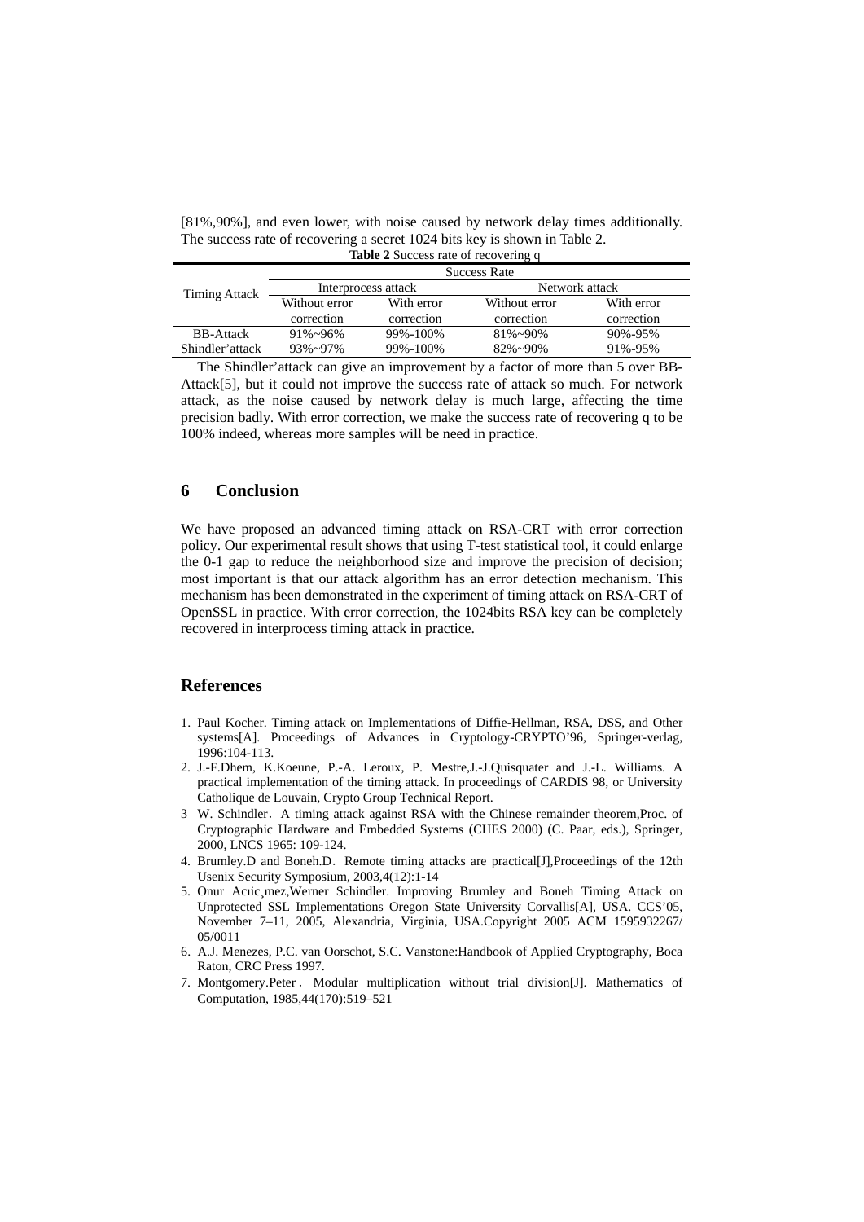[81%,90%], and even lower, with noise caused by network delay times additionally. The success rate of recovering a secret 1024 bits key is shown in Table 2.

**Table 2** Success rate of recovering q

| Timing Attack | Success Rate | | | |
|---|---|---|---|---|
| | Interprocess attack | | Network attack | |
| | Without error correction | With error correction | Without error correction | With error correction |
| BB-Attack | 91%~96% | 99%-100% | 81%~90% | 90%-95% |
| Shindler'attack | 93%~97% | 99%-100% | 82%~90% | 91%-95% |

The Shindler'attack can give an improvement by a factor of more than 5 over BB-Attack[5], but it could not improve the success rate of attack so much. For network attack, as the noise caused by network delay is much large, affecting the time precision badly. With error correction, we make the success rate of recovering q to be 100% indeed, whereas more samples will be need in practice.

## 6 Conclusion

We have proposed an advanced timing attack on RSA-CRT with error correction policy. Our experimental result shows that using T-test statistical tool, it could enlarge the 0-1 gap to reduce the neighborhood size and improve the precision of decision; most important is that our attack algorithm has an error detection mechanism. This mechanism has been demonstrated in the experiment of timing attack on RSA-CRT of OpenSSL in practice. With error correction, the 1024bits RSA key can be completely recovered in interprocess timing attack in practice.

## References

1. Paul Kocher. Timing attack on Implementations of Diffie-Hellman, RSA, DSS, and Other systems[A]. Proceedings of Advances in Cryptology-CRYPTO'96, Springer-verlag, 1996:104-113.
2. J.-F.Dhem, K.Koeune, P.-A. Leroux, P. Mestre,J.-J.Quisquater and J.-L. Williams. A practical implementation of the timing attack. In proceedings of CARDIS 98, or University Catholique de Louvain, Crypto Group Technical Report.
3. W. Schindler. A timing attack against RSA with the Chinese remainder theorem,Proc. of Cryptographic Hardware and Embedded Systems (CHES 2000) (C. Paar, eds.), Springer, 2000, LNCS 1965: 109-124.
4. Brumley.D and Boneh.D. Remote timing attacks are practical[J],Proceedings of the 12th Usenix Security Symposium, 2003,4(12):1-14
5. Onur Acıic¸mez,Werner Schindler. Improving Brumley and Boneh Timing Attack on Unprotected SSL Implementations Oregon State University Corvallis[A], USA. CCS'05, November 7–11, 2005, Alexandria, Virginia, USA.Copyright 2005 ACM 1595932267/ 05/0011
6. A.J. Menezes, P.C. van Oorschot, S.C. Vanstone:Handbook of Applied Cryptography, Boca Raton, CRC Press 1997.
7. Montgomery.Peter. Modular multiplication without trial division[J]. Mathematics of Computation, 1985,44(170):519–521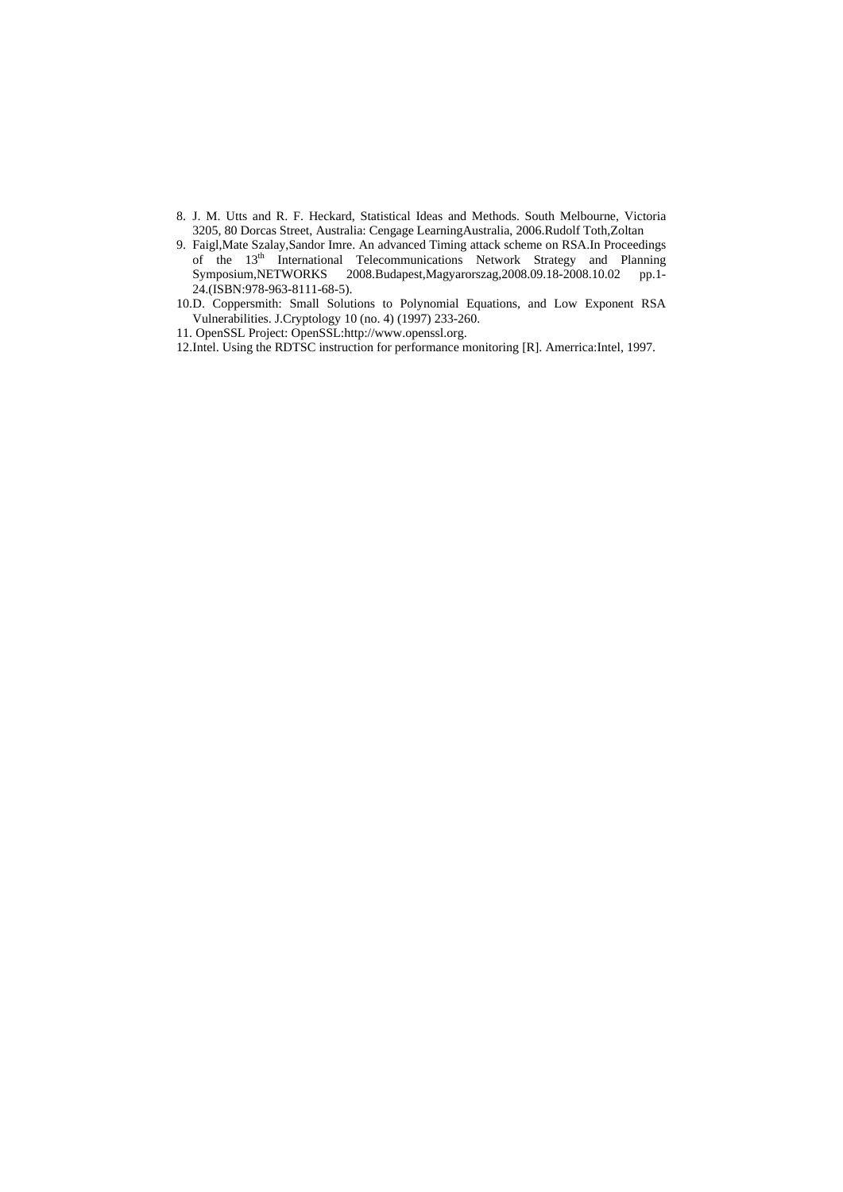8. J. M. Utts and R. F. Heckard, Statistical Ideas and Methods. South Melbourne, Victoria 3205, 80 Dorcas Street, Australia: Cengage LearningAustralia, 2006.Rudolf Toth,Zoltan
9. Faigl,Mate Szalay,Sandor Imre. An advanced Timing attack scheme on RSA.In Proceedings of the 13th International Telecommunications Network Strategy and Planning Symposium,NETWORKS 2008.Budapest,Magyarorszag,2008.09.18-2008.10.02 pp.1-24.(ISBN:978-963-8111-68-5).
10. D. Coppersmith: Small Solutions to Polynomial Equations, and Low Exponent RSA Vulnerabilities. J.Cryptology 10 (no. 4) (1997) 233-260.
11. OpenSSL Project: OpenSSL:http://www.openssl.org.
12. Intel. Using the RDTSC instruction for performance monitoring [R]. Amerrica:Intel, 1997.